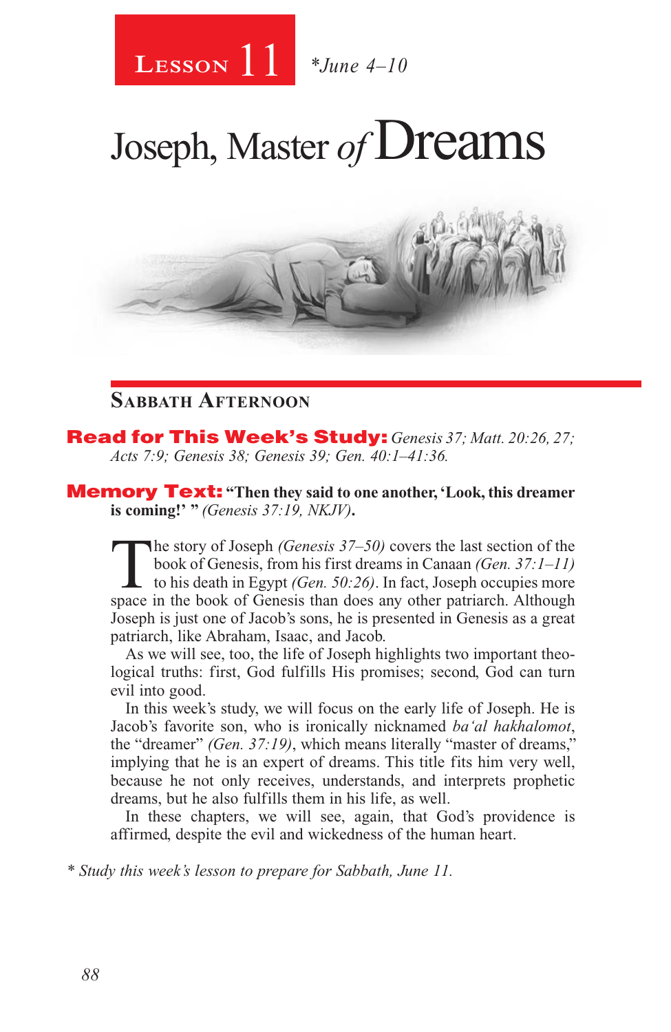**Lesson 11** *June 4–10

# Joseph, Master of Dreams

## Sabbath Afternoon

**Read for This Week's Study:** *Genesis 37; Matt. 20:26, 27; Acts 7:9; Genesis 38; Genesis 39; Gen. 40:1–41:36.*

**Memory Text:** **"Then they said to one another, 'Look, this dreamer is coming!' "** *(Genesis 37:19, NKJV)*.

The story of Joseph *(Genesis 37–50)* covers the last section of the book of Genesis, from his first dreams in Canaan *(Gen. 37:1–11)* to his death in Egypt *(Gen. 50:26)*. In fact, Joseph occupies more space in the book of Genesis than does any other patriarch. Although Joseph is just one of Jacob's sons, he is presented in Genesis as a great patriarch, like Abraham, Isaac, and Jacob.

As we will see, too, the life of Joseph highlights two important theological truths: first, God fulfills His promises; second, God can turn evil into good.

In this week's study, we will focus on the early life of Joseph. He is Jacob's favorite son, who is ironically nicknamed *ba'al hakhalomot*, the "dreamer" *(Gen. 37:19)*, which means literally "master of dreams," implying that he is an expert of dreams. This title fits him very well, because he not only receives, understands, and interprets prophetic dreams, but he also fulfills them in his life, as well.

In these chapters, we will see, again, that God's providence is affirmed, despite the evil and wickedness of the human heart.

\* *Study this week's lesson to prepare for Sabbath, June 11.*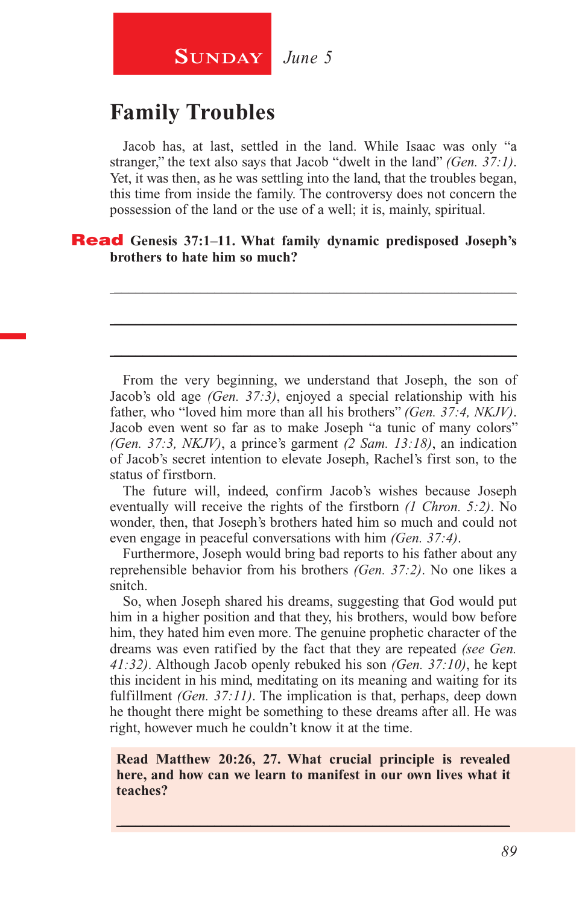**Sunday** *June 5*

# Family Troubles

Jacob has, at last, settled in the land. While Isaac was only "a stranger," the text also says that Jacob "dwelt in the land" *(Gen. 37:1)*. Yet, it was then, as he was settling into the land, that the troubles began, this time from inside the family. The controversy does not concern the possession of the land or the use of a well; it is, mainly, spiritual.

**Read Genesis 37:1–11. What family dynamic predisposed Joseph's brothers to hate him so much?**

______________________________________________________________________

______________________________________________________________________

______________________________________________________________________

From the very beginning, we understand that Joseph, the son of Jacob's old age *(Gen. 37:3)*, enjoyed a special relationship with his father, who "loved him more than all his brothers" *(Gen. 37:4, NKJV)*. Jacob even went so far as to make Joseph "a tunic of many colors" *(Gen. 37:3, NKJV)*, a prince's garment *(2 Sam. 13:18)*, an indication of Jacob's secret intention to elevate Joseph, Rachel's first son, to the status of firstborn.

The future will, indeed, confirm Jacob's wishes because Joseph eventually will receive the rights of the firstborn *(1 Chron. 5:2)*. No wonder, then, that Joseph's brothers hated him so much and could not even engage in peaceful conversations with him *(Gen. 37:4)*.

Furthermore, Joseph would bring bad reports to his father about any reprehensible behavior from his brothers *(Gen. 37:2)*. No one likes a snitch.

So, when Joseph shared his dreams, suggesting that God would put him in a higher position and that they, his brothers, would bow before him, they hated him even more. The genuine prophetic character of the dreams was even ratified by the fact that they are repeated *(see Gen. 41:32)*. Although Jacob openly rebuked his son *(Gen. 37:10)*, he kept this incident in his mind, meditating on its meaning and waiting for its fulfillment *(Gen. 37:11)*. The implication is that, perhaps, deep down he thought there might be something to these dreams after all. He was right, however much he couldn't know it at the time.

**Read Matthew 20:26, 27. What crucial principle is revealed here, and how can we learn to manifest in our own lives what it teaches?**

______________________________________________________________________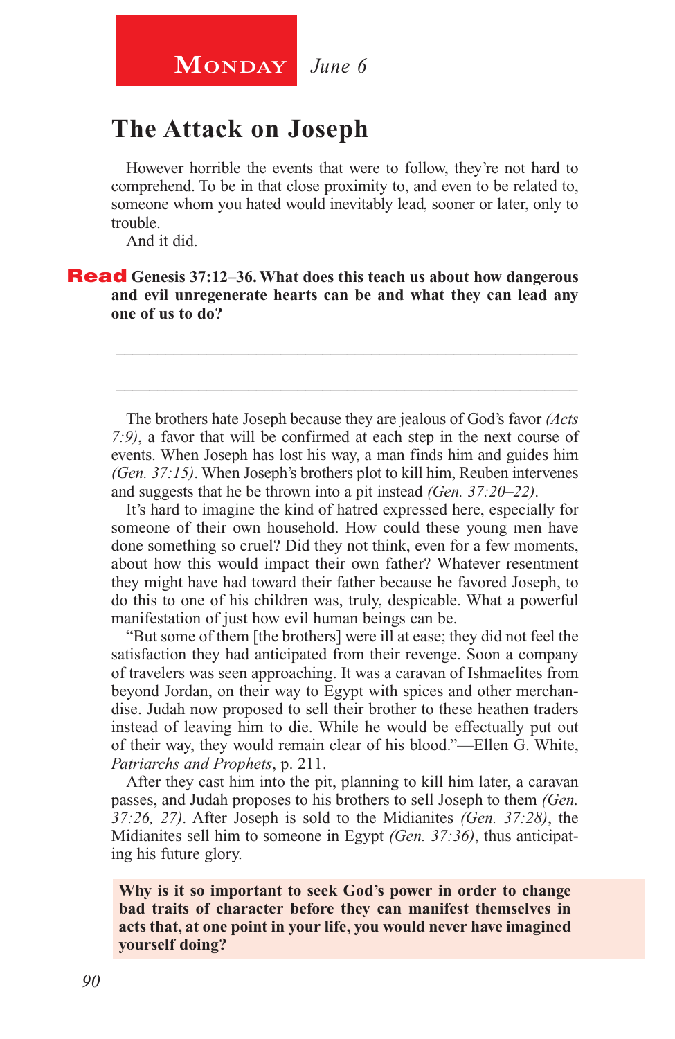**Monday** *June 6*

## The Attack on Joseph

However horrible the events that were to follow, they're not hard to comprehend. To be in that close proximity to, and even to be related to, someone whom you hated would inevitably lead, sooner or later, only to trouble.

And it did.

**Read Genesis 37:12–36. What does this teach us about how dangerous and evil unregenerate hearts can be and what they can lead any one of us to do?**

_______________________________________________________________

_______________________________________________________________

The brothers hate Joseph because they are jealous of God's favor *(Acts 7:9)*, a favor that will be confirmed at each step in the next course of events. When Joseph has lost his way, a man finds him and guides him *(Gen. 37:15)*. When Joseph's brothers plot to kill him, Reuben intervenes and suggests that he be thrown into a pit instead *(Gen. 37:20–22)*.

It's hard to imagine the kind of hatred expressed here, especially for someone of their own household. How could these young men have done something so cruel? Did they not think, even for a few moments, about how this would impact their own father? Whatever resentment they might have had toward their father because he favored Joseph, to do this to one of his children was, truly, despicable. What a powerful manifestation of just how evil human beings can be.

"But some of them [the brothers] were ill at ease; they did not feel the satisfaction they had anticipated from their revenge. Soon a company of travelers was seen approaching. It was a caravan of Ishmaelites from beyond Jordan, on their way to Egypt with spices and other merchandise. Judah now proposed to sell their brother to these heathen traders instead of leaving him to die. While he would be effectually put out of their way, they would remain clear of his blood."—Ellen G. White, *Patriarchs and Prophets*, p. 211.

After they cast him into the pit, planning to kill him later, a caravan passes, and Judah proposes to his brothers to sell Joseph to them *(Gen. 37:26, 27)*. After Joseph is sold to the Midianites *(Gen. 37:28)*, the Midianites sell him to someone in Egypt *(Gen. 37:36)*, thus anticipating his future glory.

**Why is it so important to seek God's power in order to change bad traits of character before they can manifest themselves in acts that, at one point in your life, you would never have imagined yourself doing?**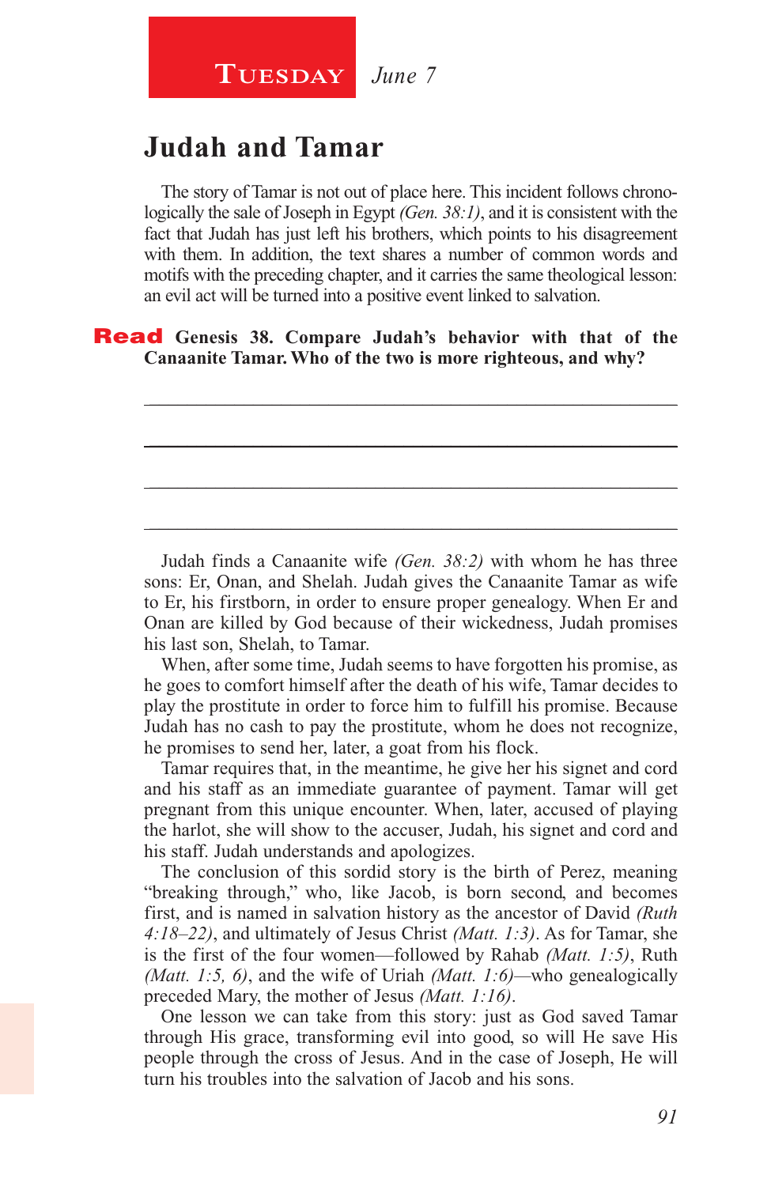**Tuesday** *June 7*

## Judah and Tamar

The story of Tamar is not out of place here. This incident follows chronologically the sale of Joseph in Egypt *(Gen. 38:1)*, and it is consistent with the fact that Judah has just left his brothers, which points to his disagreement with them. In addition, the text shares a number of common words and motifs with the preceding chapter, and it carries the same theological lesson: an evil act will be turned into a positive event linked to salvation.

**Read Genesis 38. Compare Judah's behavior with that of the Canaanite Tamar. Who of the two is more righteous, and why?**

\_\_\_\_\_\_\_\_\_\_\_\_\_\_\_\_\_\_\_\_\_\_\_\_\_\_\_\_\_\_\_\_\_\_\_\_\_\_\_\_\_\_\_\_\_\_\_\_\_\_\_\_\_\_\_\_

\_\_\_\_\_\_\_\_\_\_\_\_\_\_\_\_\_\_\_\_\_\_\_\_\_\_\_\_\_\_\_\_\_\_\_\_\_\_\_\_\_\_\_\_\_\_\_\_\_\_\_\_\_\_\_\_

\_\_\_\_\_\_\_\_\_\_\_\_\_\_\_\_\_\_\_\_\_\_\_\_\_\_\_\_\_\_\_\_\_\_\_\_\_\_\_\_\_\_\_\_\_\_\_\_\_\_\_\_\_\_\_\_

\_\_\_\_\_\_\_\_\_\_\_\_\_\_\_\_\_\_\_\_\_\_\_\_\_\_\_\_\_\_\_\_\_\_\_\_\_\_\_\_\_\_\_\_\_\_\_\_\_\_\_\_\_\_\_\_

Judah finds a Canaanite wife *(Gen. 38:2)* with whom he has three sons: Er, Onan, and Shelah. Judah gives the Canaanite Tamar as wife to Er, his firstborn, in order to ensure proper genealogy. When Er and Onan are killed by God because of their wickedness, Judah promises his last son, Shelah, to Tamar.

When, after some time, Judah seems to have forgotten his promise, as he goes to comfort himself after the death of his wife, Tamar decides to play the prostitute in order to force him to fulfill his promise. Because Judah has no cash to pay the prostitute, whom he does not recognize, he promises to send her, later, a goat from his flock.

Tamar requires that, in the meantime, he give her his signet and cord and his staff as an immediate guarantee of payment. Tamar will get pregnant from this unique encounter. When, later, accused of playing the harlot, she will show to the accuser, Judah, his signet and cord and his staff. Judah understands and apologizes.

The conclusion of this sordid story is the birth of Perez, meaning "breaking through," who, like Jacob, is born second, and becomes first, and is named in salvation history as the ancestor of David *(Ruth 4:18–22)*, and ultimately of Jesus Christ *(Matt. 1:3)*. As for Tamar, she is the first of the four women—followed by Rahab *(Matt. 1:5)*, Ruth *(Matt. 1:5, 6)*, and the wife of Uriah *(Matt. 1:6)*—who genealogically preceded Mary, the mother of Jesus *(Matt. 1:16)*.

One lesson we can take from this story: just as God saved Tamar through His grace, transforming evil into good, so will He save His people through the cross of Jesus. And in the case of Joseph, He will turn his troubles into the salvation of Jacob and his sons.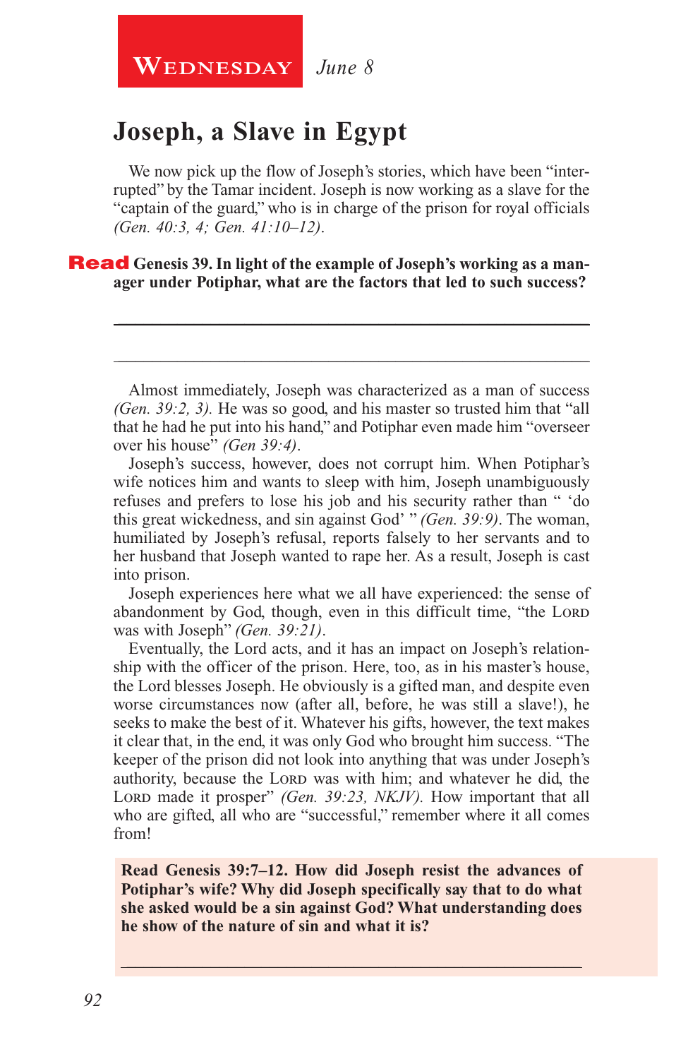**Wednesday** *June 8*

## Joseph, a Slave in Egypt

We now pick up the flow of Joseph's stories, which have been "interrupted" by the Tamar incident. Joseph is now working as a slave for the "captain of the guard," who is in charge of the prison for royal officials *(Gen. 40:3, 4; Gen. 41:10–12)*.

**Read Genesis 39. In light of the example of Joseph's working as a manager under Potiphar, what are the factors that led to such success?**

\_\_\_\_\_\_\_\_\_\_\_\_\_\_\_\_\_\_\_\_\_\_\_\_\_\_\_\_\_\_\_\_\_\_\_\_\_\_\_\_\_\_\_\_\_\_\_\_\_\_\_\_\_\_\_\_

\_\_\_\_\_\_\_\_\_\_\_\_\_\_\_\_\_\_\_\_\_\_\_\_\_\_\_\_\_\_\_\_\_\_\_\_\_\_\_\_\_\_\_\_\_\_\_\_\_\_\_\_\_\_\_\_

Almost immediately, Joseph was characterized as a man of success *(Gen. 39:2, 3).* He was so good, and his master so trusted him that "all that he had he put into his hand," and Potiphar even made him "overseer over his house" *(Gen 39:4)*.

Joseph's success, however, does not corrupt him. When Potiphar's wife notices him and wants to sleep with him, Joseph unambiguously refuses and prefers to lose his job and his security rather than " 'do this great wickedness, and sin against God' " *(Gen. 39:9)*. The woman, humiliated by Joseph's refusal, reports falsely to her servants and to her husband that Joseph wanted to rape her. As a result, Joseph is cast into prison.

Joseph experiences here what we all have experienced: the sense of abandonment by God, though, even in this difficult time, "the Lord was with Joseph" *(Gen. 39:21)*.

Eventually, the Lord acts, and it has an impact on Joseph's relationship with the officer of the prison. Here, too, as in his master's house, the Lord blesses Joseph. He obviously is a gifted man, and despite even worse circumstances now (after all, before, he was still a slave!), he seeks to make the best of it. Whatever his gifts, however, the text makes it clear that, in the end, it was only God who brought him success. "The keeper of the prison did not look into anything that was under Joseph's authority, because the Lord was with him; and whatever he did, the Lord made it prosper" *(Gen. 39:23, NKJV).* How important that all who are gifted, all who are "successful," remember where it all comes from!

**Read Genesis 39:7–12. How did Joseph resist the advances of Potiphar's wife? Why did Joseph specifically say that to do what she asked would be a sin against God? What understanding does he show of the nature of sin and what it is?**

\_\_\_\_\_\_\_\_\_\_\_\_\_\_\_\_\_\_\_\_\_\_\_\_\_\_\_\_\_\_\_\_\_\_\_\_\_\_\_\_\_\_\_\_\_\_\_\_\_\_\_\_\_\_\_\_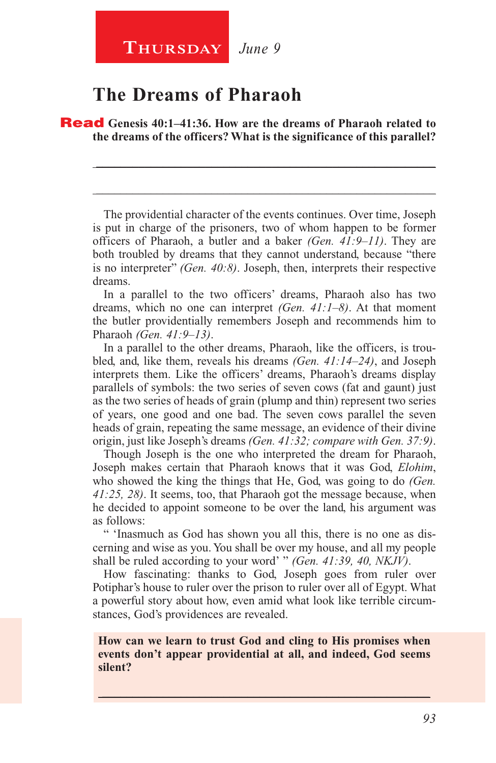**Thursday** *June 9*

## The Dreams of Pharaoh

**Read Genesis 40:1–41:36. How are the dreams of Pharaoh related to the dreams of the officers? What is the significance of this parallel?**

_______________________________________________________________

_______________________________________________________________

The providential character of the events continues. Over time, Joseph is put in charge of the prisoners, two of whom happen to be former officers of Pharaoh, a butler and a baker *(Gen. 41:9–11)*. They are both troubled by dreams that they cannot understand, because "there is no interpreter" *(Gen. 40:8)*. Joseph, then, interprets their respective dreams.

In a parallel to the two officers' dreams, Pharaoh also has two dreams, which no one can interpret *(Gen. 41:1–8)*. At that moment the butler providentially remembers Joseph and recommends him to Pharaoh *(Gen. 41:9–13)*.

In a parallel to the other dreams, Pharaoh, like the officers, is troubled, and, like them, reveals his dreams *(Gen. 41:14–24)*, and Joseph interprets them. Like the officers' dreams, Pharaoh's dreams display parallels of symbols: the two series of seven cows (fat and gaunt) just as the two series of heads of grain (plump and thin) represent two series of years, one good and one bad. The seven cows parallel the seven heads of grain, repeating the same message, an evidence of their divine origin, just like Joseph's dreams *(Gen. 41:32; compare with Gen. 37:9)*.

Though Joseph is the one who interpreted the dream for Pharaoh, Joseph makes certain that Pharaoh knows that it was God, *Elohim*, who showed the king the things that He, God, was going to do *(Gen. 41:25, 28)*. It seems, too, that Pharaoh got the message because, when he decided to appoint someone to be over the land, his argument was as follows:

" 'Inasmuch as God has shown you all this, there is no one as discerning and wise as you. You shall be over my house, and all my people shall be ruled according to your word' " *(Gen. 41:39, 40, NKJV)*.

How fascinating: thanks to God, Joseph goes from ruler over Potiphar's house to ruler over the prison to ruler over all of Egypt. What a powerful story about how, even amid what look like terrible circumstances, God's providences are revealed.

**How can we learn to trust God and cling to His promises when events don't appear providential at all, and indeed, God seems silent?**

_______________________________________________________________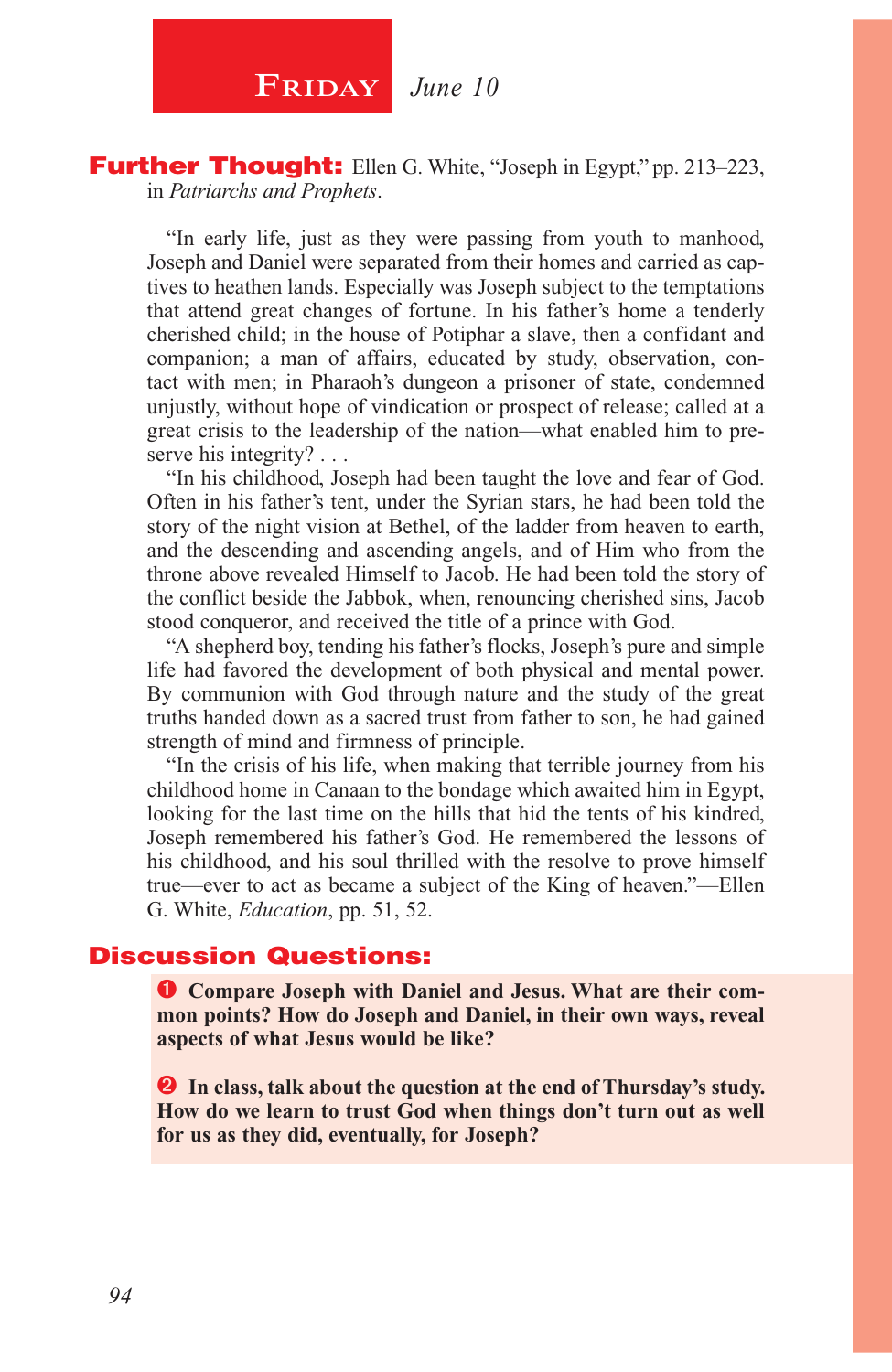# Friday *June 10*

**Further Thought:** Ellen G. White, "Joseph in Egypt," pp. 213–223, in *Patriarchs and Prophets*.

"In early life, just as they were passing from youth to manhood, Joseph and Daniel were separated from their homes and carried as captives to heathen lands. Especially was Joseph subject to the temptations that attend great changes of fortune. In his father's home a tenderly cherished child; in the house of Potiphar a slave, then a confidant and companion; a man of affairs, educated by study, observation, contact with men; in Pharaoh's dungeon a prisoner of state, condemned unjustly, without hope of vindication or prospect of release; called at a great crisis to the leadership of the nation—what enabled him to preserve his integrity? . . .

"In his childhood, Joseph had been taught the love and fear of God. Often in his father's tent, under the Syrian stars, he had been told the story of the night vision at Bethel, of the ladder from heaven to earth, and the descending and ascending angels, and of Him who from the throne above revealed Himself to Jacob. He had been told the story of the conflict beside the Jabbok, when, renouncing cherished sins, Jacob stood conqueror, and received the title of a prince with God.

"A shepherd boy, tending his father's flocks, Joseph's pure and simple life had favored the development of both physical and mental power. By communion with God through nature and the study of the great truths handed down as a sacred trust from father to son, he had gained strength of mind and firmness of principle.

"In the crisis of his life, when making that terrible journey from his childhood home in Canaan to the bondage which awaited him in Egypt, looking for the last time on the hills that hid the tents of his kindred, Joseph remembered his father's God. He remembered the lessons of his childhood, and his soul thrilled with the resolve to prove himself true—ever to act as became a subject of the King of heaven."—Ellen G. White, *Education*, pp. 51, 52.

## Discussion Questions:

❶ **Compare Joseph with Daniel and Jesus. What are their common points? How do Joseph and Daniel, in their own ways, reveal aspects of what Jesus would be like?**

❷ **In class, talk about the question at the end of Thursday's study. How do we learn to trust God when things don't turn out as well for us as they did, eventually, for Joseph?**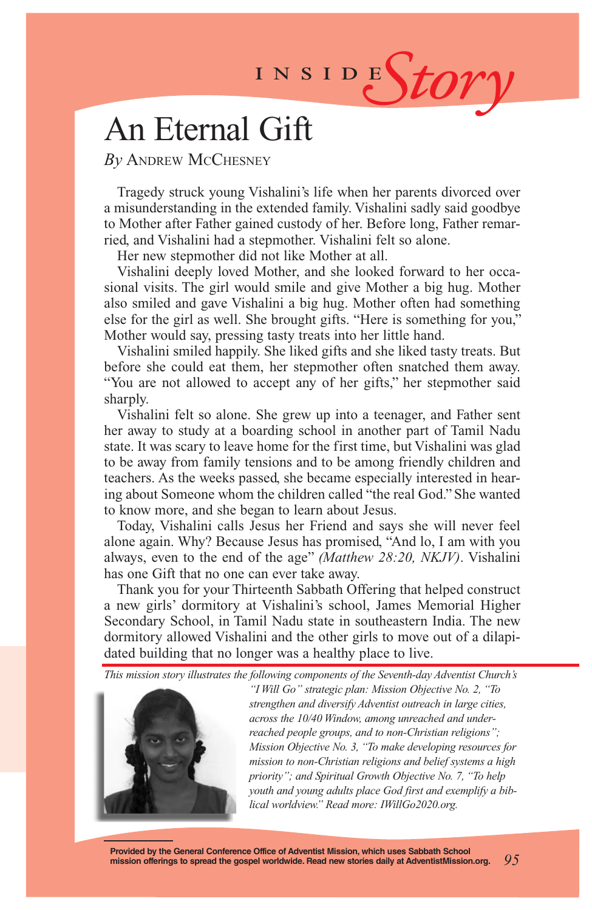INSIDE *Story*

# An Eternal Gift

*By* Andrew McChesney

Tragedy struck young Vishalini's life when her parents divorced over a misunderstanding in the extended family. Vishalini sadly said goodbye to Mother after Father gained custody of her. Before long, Father remarried, and Vishalini had a stepmother. Vishalini felt so alone.

Her new stepmother did not like Mother at all.

Vishalini deeply loved Mother, and she looked forward to her occasional visits. The girl would smile and give Mother a big hug. Mother also smiled and gave Vishalini a big hug. Mother often had something else for the girl as well. She brought gifts. "Here is something for you," Mother would say, pressing tasty treats into her little hand.

Vishalini smiled happily. She liked gifts and she liked tasty treats. But before she could eat them, her stepmother often snatched them away. "You are not allowed to accept any of her gifts," her stepmother said sharply.

Vishalini felt so alone. She grew up into a teenager, and Father sent her away to study at a boarding school in another part of Tamil Nadu state. It was scary to leave home for the first time, but Vishalini was glad to be away from family tensions and to be among friendly children and teachers. As the weeks passed, she became especially interested in hearing about Someone whom the children called "the real God." She wanted to know more, and she began to learn about Jesus.

Today, Vishalini calls Jesus her Friend and says she will never feel alone again. Why? Because Jesus has promised, "And lo, I am with you always, even to the end of the age" *(Matthew 28:20, NKJV)*. Vishalini has one Gift that no one can ever take away.

Thank you for your Thirteenth Sabbath Offering that helped construct a new girls' dormitory at Vishalini's school, James Memorial Higher Secondary School, in Tamil Nadu state in southeastern India. The new dormitory allowed Vishalini and the other girls to move out of a dilapidated building that no longer was a healthy place to live.

*This mission story illustrates the following components of the Seventh-day Adventist Church's "I Will Go" strategic plan: Mission Objective No. 2, "To strengthen and diversify Adventist outreach in large cities, across the 10/40 Window, among unreached and under-reached people groups, and to non-Christian religions"; Mission Objective No. 3, "To make developing resources for mission to non-Christian religions and belief systems a high priority"; and Spiritual Growth Objective No. 7, "To help youth and young adults place God first and exemplify a biblical worldview." Read more: IWillGo2020.org.*

**Provided by the General Conference Office of Adventist Mission, which uses Sabbath School mission offerings to spread the gospel worldwide. Read new stories daily at AdventistMission.org.**